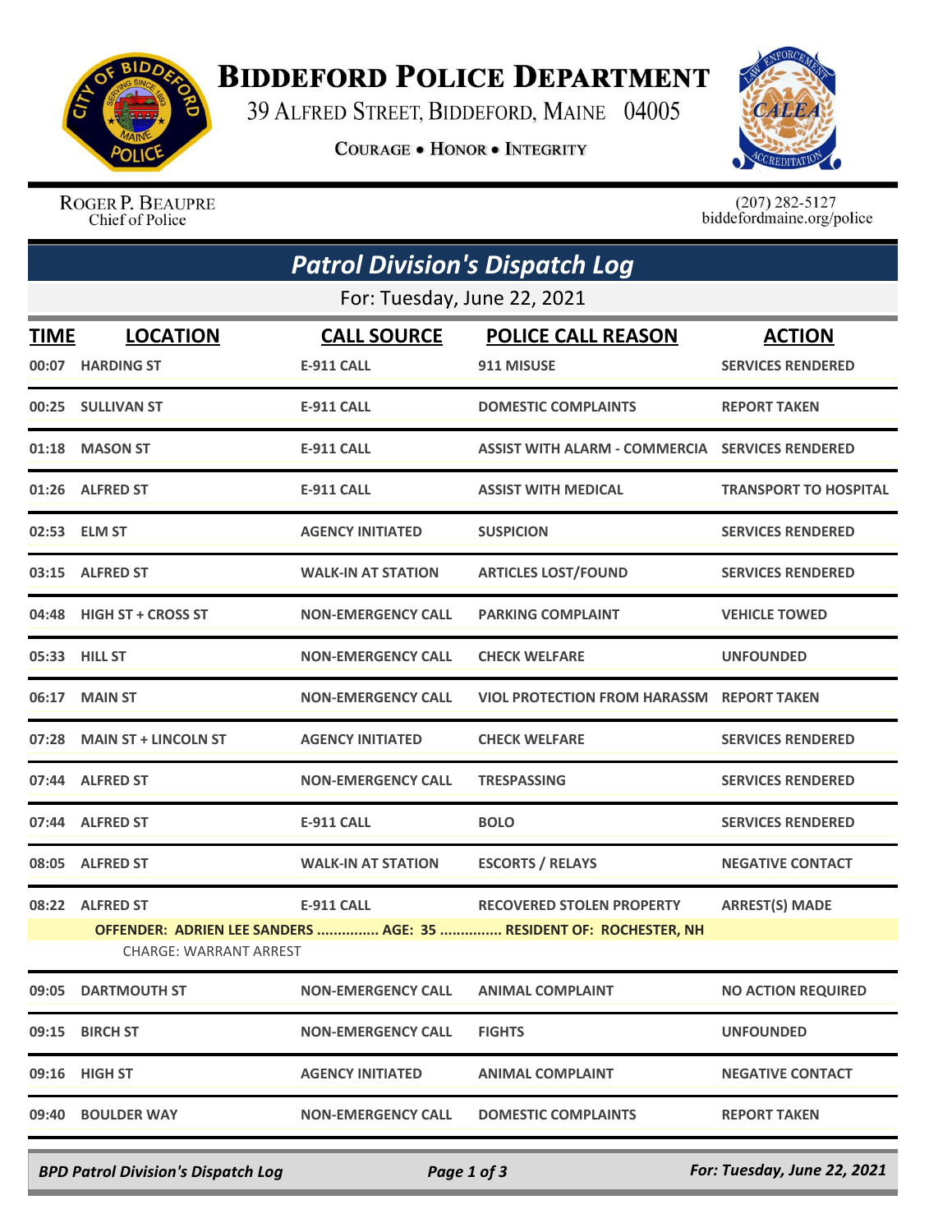# Biddeford Police Department

39 Alfred Street, Biddeford, Maine 04005

**Courage • Honor • Integrity**

Roger P. Beaupre
Chief of Police

(207) 282-5127
biddefordmaine.org/police

## *Patrol Division's Dispatch Log*

For: Tuesday, June 22, 2021

| TIME | LOCATION | CALL SOURCE | POLICE CALL REASON | ACTION |
|---|---|---|---|---|
| 00:07 | HARDING ST | E-911 CALL | 911 MISUSE | SERVICES RENDERED |
| 00:25 | SULLIVAN ST | E-911 CALL | DOMESTIC COMPLAINTS | REPORT TAKEN |
| 01:18 | MASON ST | E-911 CALL | ASSIST WITH ALARM - COMMERCIA | SERVICES RENDERED |
| 01:26 | ALFRED ST | E-911 CALL | ASSIST WITH MEDICAL | TRANSPORT TO HOSPITAL |
| 02:53 | ELM ST | AGENCY INITIATED | SUSPICION | SERVICES RENDERED |
| 03:15 | ALFRED ST | WALK-IN AT STATION | ARTICLES LOST/FOUND | SERVICES RENDERED |
| 04:48 | HIGH ST + CROSS ST | NON-EMERGENCY CALL | PARKING COMPLAINT | VEHICLE TOWED |
| 05:33 | HILL ST | NON-EMERGENCY CALL | CHECK WELFARE | UNFOUNDED |
| 06:17 | MAIN ST | NON-EMERGENCY CALL | VIOL PROTECTION FROM HARASSM | REPORT TAKEN |
| 07:28 | MAIN ST + LINCOLN ST | AGENCY INITIATED | CHECK WELFARE | SERVICES RENDERED |
| 07:44 | ALFRED ST | NON-EMERGENCY CALL | TRESPASSING | SERVICES RENDERED |
| 07:44 | ALFRED ST | E-911 CALL | BOLO | SERVICES RENDERED |
| 08:05 | ALFRED ST | WALK-IN AT STATION | ESCORTS / RELAYS | NEGATIVE CONTACT |
| 08:22 | ALFRED ST | E-911 CALL | RECOVERED STOLEN PROPERTY | ARREST(S) MADE |
| | OFFENDER: ADRIEN LEE SANDERS ............... AGE: 35 ............... RESIDENT OF: ROCHESTER, NH | | | |
| | CHARGE: WARRANT ARREST | | | |
| 09:05 | DARTMOUTH ST | NON-EMERGENCY CALL | ANIMAL COMPLAINT | NO ACTION REQUIRED |
| 09:15 | BIRCH ST | NON-EMERGENCY CALL | FIGHTS | UNFOUNDED |
| 09:16 | HIGH ST | AGENCY INITIATED | ANIMAL COMPLAINT | NEGATIVE CONTACT |
| 09:40 | BOULDER WAY | NON-EMERGENCY CALL | DOMESTIC COMPLAINTS | REPORT TAKEN |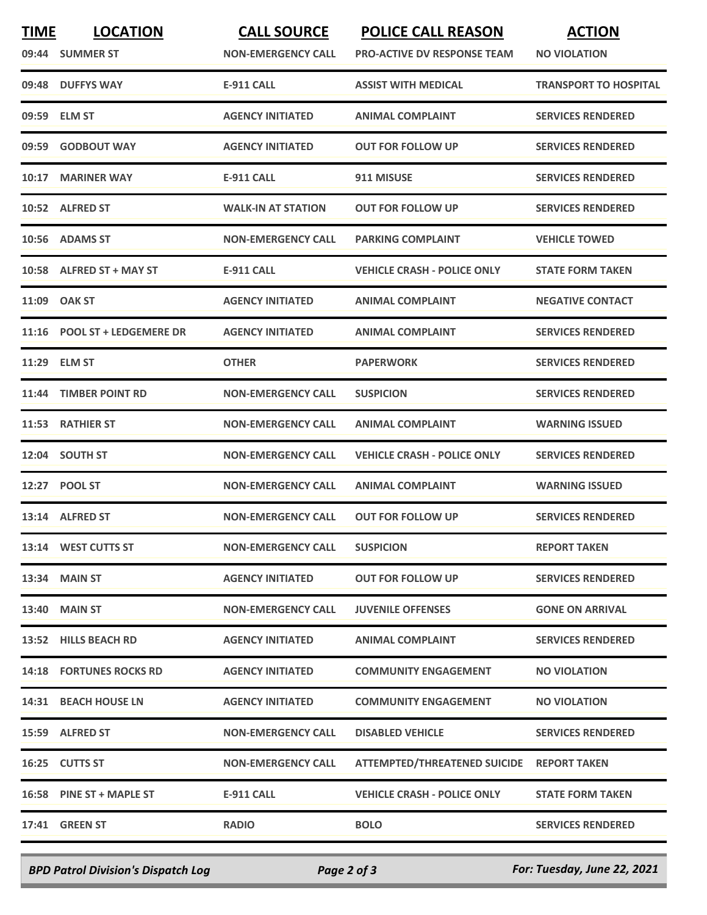| TIME | LOCATION | CALL SOURCE | POLICE CALL REASON | ACTION |
|---|---|---|---|---|
| 09:44 | SUMMER ST | NON-EMERGENCY CALL | PRO-ACTIVE DV RESPONSE TEAM | NO VIOLATION |
| 09:48 | DUFFYS WAY | E-911 CALL | ASSIST WITH MEDICAL | TRANSPORT TO HOSPITAL |
| 09:59 | ELM ST | AGENCY INITIATED | ANIMAL COMPLAINT | SERVICES RENDERED |
| 09:59 | GODBOUT WAY | AGENCY INITIATED | OUT FOR FOLLOW UP | SERVICES RENDERED |
| 10:17 | MARINER WAY | E-911 CALL | 911 MISUSE | SERVICES RENDERED |
| 10:52 | ALFRED ST | WALK-IN AT STATION | OUT FOR FOLLOW UP | SERVICES RENDERED |
| 10:56 | ADAMS ST | NON-EMERGENCY CALL | PARKING COMPLAINT | VEHICLE TOWED |
| 10:58 | ALFRED ST + MAY ST | E-911 CALL | VEHICLE CRASH - POLICE ONLY | STATE FORM TAKEN |
| 11:09 | OAK ST | AGENCY INITIATED | ANIMAL COMPLAINT | NEGATIVE CONTACT |
| 11:16 | POOL ST + LEDGEMERE DR | AGENCY INITIATED | ANIMAL COMPLAINT | SERVICES RENDERED |
| 11:29 | ELM ST | OTHER | PAPERWORK | SERVICES RENDERED |
| 11:44 | TIMBER POINT RD | NON-EMERGENCY CALL | SUSPICION | SERVICES RENDERED |
| 11:53 | RATHIER ST | NON-EMERGENCY CALL | ANIMAL COMPLAINT | WARNING ISSUED |
| 12:04 | SOUTH ST | NON-EMERGENCY CALL | VEHICLE CRASH - POLICE ONLY | SERVICES RENDERED |
| 12:27 | POOL ST | NON-EMERGENCY CALL | ANIMAL COMPLAINT | WARNING ISSUED |
| 13:14 | ALFRED ST | NON-EMERGENCY CALL | OUT FOR FOLLOW UP | SERVICES RENDERED |
| 13:14 | WEST CUTTS ST | NON-EMERGENCY CALL | SUSPICION | REPORT TAKEN |
| 13:34 | MAIN ST | AGENCY INITIATED | OUT FOR FOLLOW UP | SERVICES RENDERED |
| 13:40 | MAIN ST | NON-EMERGENCY CALL | JUVENILE OFFENSES | GONE ON ARRIVAL |
| 13:52 | HILLS BEACH RD | AGENCY INITIATED | ANIMAL COMPLAINT | SERVICES RENDERED |
| 14:18 | FORTUNES ROCKS RD | AGENCY INITIATED | COMMUNITY ENGAGEMENT | NO VIOLATION |
| 14:31 | BEACH HOUSE LN | AGENCY INITIATED | COMMUNITY ENGAGEMENT | NO VIOLATION |
| 15:59 | ALFRED ST | NON-EMERGENCY CALL | DISABLED VEHICLE | SERVICES RENDERED |
| 16:25 | CUTTS ST | NON-EMERGENCY CALL | ATTEMPTED/THREATENED SUICIDE | REPORT TAKEN |
| 16:58 | PINE ST + MAPLE ST | E-911 CALL | VEHICLE CRASH - POLICE ONLY | STATE FORM TAKEN |
| 17:41 | GREEN ST | RADIO | BOLO | SERVICES RENDERED |

*BPD Patrol Division's Dispatch Log* — *For: Tuesday, June 22, 2021*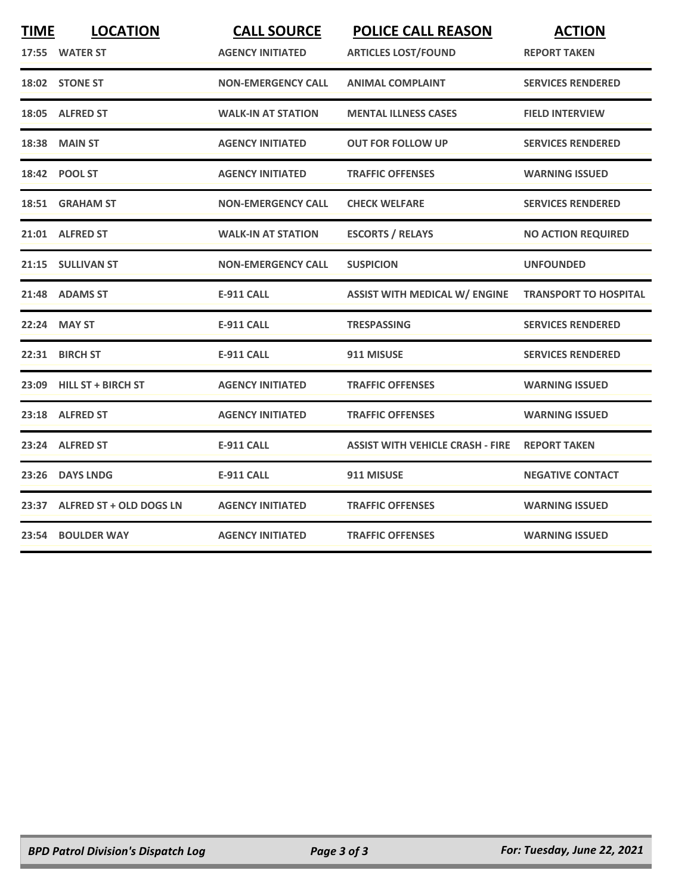| TIME | LOCATION | CALL SOURCE | POLICE CALL REASON | ACTION |
|---|---|---|---|---|
| 17:55 | WATER ST | AGENCY INITIATED | ARTICLES LOST/FOUND | REPORT TAKEN |
| 18:02 | STONE ST | NON-EMERGENCY CALL | ANIMAL COMPLAINT | SERVICES RENDERED |
| 18:05 | ALFRED ST | WALK-IN AT STATION | MENTAL ILLNESS CASES | FIELD INTERVIEW |
| 18:38 | MAIN ST | AGENCY INITIATED | OUT FOR FOLLOW UP | SERVICES RENDERED |
| 18:42 | POOL ST | AGENCY INITIATED | TRAFFIC OFFENSES | WARNING ISSUED |
| 18:51 | GRAHAM ST | NON-EMERGENCY CALL | CHECK WELFARE | SERVICES RENDERED |
| 21:01 | ALFRED ST | WALK-IN AT STATION | ESCORTS / RELAYS | NO ACTION REQUIRED |
| 21:15 | SULLIVAN ST | NON-EMERGENCY CALL | SUSPICION | UNFOUNDED |
| 21:48 | ADAMS ST | E-911 CALL | ASSIST WITH MEDICAL W/ ENGINE | TRANSPORT TO HOSPITAL |
| 22:24 | MAY ST | E-911 CALL | TRESPASSING | SERVICES RENDERED |
| 22:31 | BIRCH ST | E-911 CALL | 911 MISUSE | SERVICES RENDERED |
| 23:09 | HILL ST + BIRCH ST | AGENCY INITIATED | TRAFFIC OFFENSES | WARNING ISSUED |
| 23:18 | ALFRED ST | AGENCY INITIATED | TRAFFIC OFFENSES | WARNING ISSUED |
| 23:24 | ALFRED ST | E-911 CALL | ASSIST WITH VEHICLE CRASH - FIRE | REPORT TAKEN |
| 23:26 | DAYS LNDG | E-911 CALL | 911 MISUSE | NEGATIVE CONTACT |
| 23:37 | ALFRED ST + OLD DOGS LN | AGENCY INITIATED | TRAFFIC OFFENSES | WARNING ISSUED |
| 23:54 | BOULDER WAY | AGENCY INITIATED | TRAFFIC OFFENSES | WARNING ISSUED |